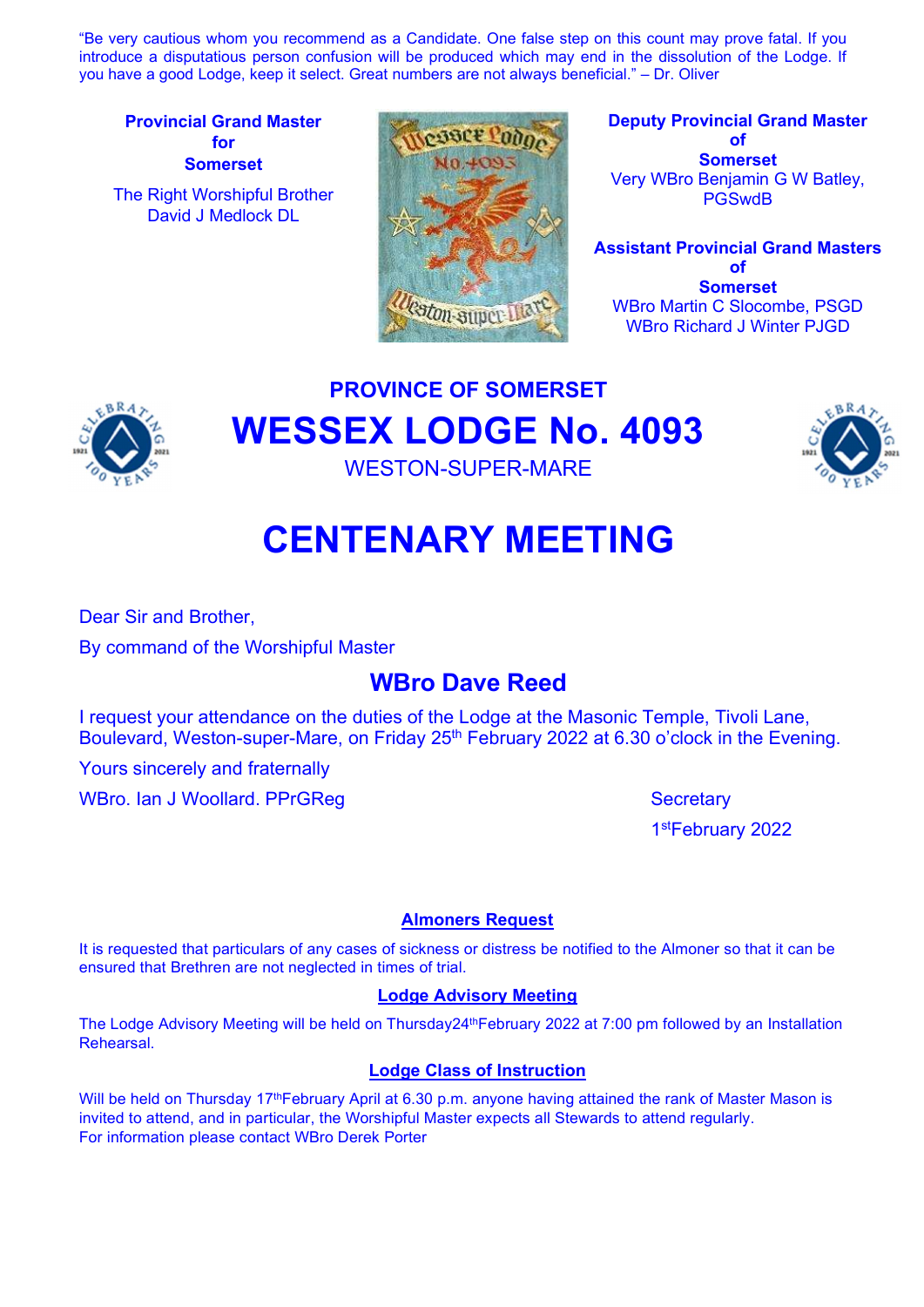"Be very cautious whom you recommend as a Candidate. One false step on this count may prove fatal. If you introduce a disputatious person confusion will be produced which may end in the dissolution of the Lodge. If you have a good Lodge, keep it select. Great numbers are not always beneficial." – Dr. Oliver

**Provincial Grand Master for Somerset**

The Right Worshipful Brother
David J Medlock DL

**Deputy Provincial Grand Master of Somerset**

Very WBro Benjamin G W Batley, PGSwdB

**Assistant Provincial Grand Masters of Somerset**

WBro Martin C Slocombe, PSGD
WBro Richard J Winter PJGD

## PROVINCE OF SOMERSET

# WESSEX LODGE No. 4093

WESTON-SUPER-MARE

# CENTENARY MEETING

Dear Sir and Brother,

By command of the Worshipful Master

## WBro Dave Reed

I request your attendance on the duties of the Lodge at the Masonic Temple, Tivoli Lane, Boulevard, Weston-super-Mare, on Friday 25th February 2022 at 6.30 o'clock in the Evening.

Yours sincerely and fraternally

WBro. Ian J Woollard. PPrGReg

Secretary

1st February 2022

### Almoners Request

It is requested that particulars of any cases of sickness or distress be notified to the Almoner so that it can be ensured that Brethren are not neglected in times of trial.

### Lodge Advisory Meeting

The Lodge Advisory Meeting will be held on Thursday 24th February 2022 at 7:00 pm followed by an Installation Rehearsal.

### Lodge Class of Instruction

Will be held on Thursday 17th February April at 6.30 p.m. anyone having attained the rank of Master Mason is invited to attend, and in particular, the Worshipful Master expects all Stewards to attend regularly.
For information please contact WBro Derek Porter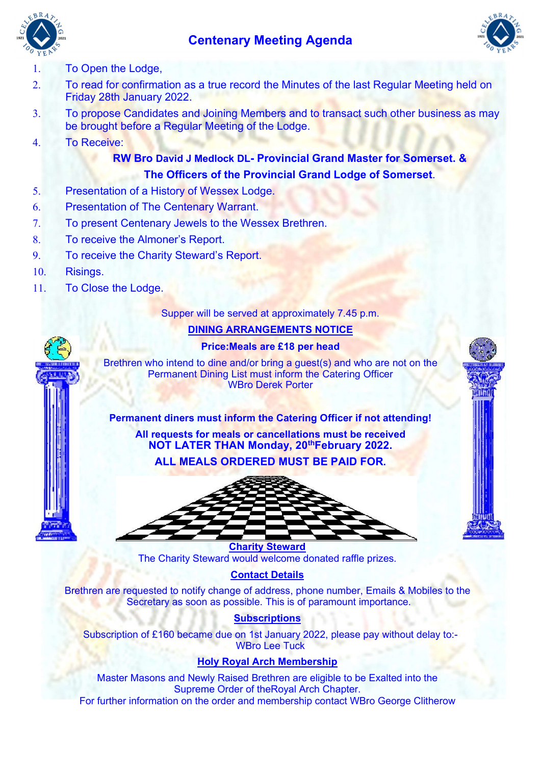# Centenary Meeting Agenda

1. To Open the Lodge,
2. To read for confirmation as a true record the Minutes of the last Regular Meeting held on Friday 28th January 2022.
3. To propose Candidates and Joining Members and to transact such other business as may be brought before a Regular Meeting of the Lodge.
4. To Receive:

   **RW Bro David J Medlock DL- Provincial Grand Master for Somerset. &**

   **The Officers of the Provincial Grand Lodge of Somerset.**

5. Presentation of a History of Wessex Lodge.
6. Presentation of The Centenary Warrant.
7. To present Centenary Jewels to the Wessex Brethren.
8. To receive the Almoner's Report.
9. To receive the Charity Steward's Report.
10. Risings.
11. To Close the Lodge.

Supper will be served at approximately 7.45 p.m.

**DINING ARRANGEMENTS NOTICE**

**Price:Meals are £18 per head**

Brethren who intend to dine and/or bring a guest(s) and who are not on the Permanent Dining List must inform the Catering Officer WBro Derek Porter

**Permanent diners must inform the Catering Officer if not attending!**

**All requests for meals or cancellations must be received NOT LATER THAN Monday, 20th February 2022.**

**ALL MEALS ORDERED MUST BE PAID FOR.**

**Charity Steward**

The Charity Steward would welcome donated raffle prizes.

**Contact Details**

Brethren are requested to notify change of address, phone number, Emails & Mobiles to the Secretary as soon as possible. This is of paramount importance.

**Subscriptions**

Subscription of £160 became due on 1st January 2022, please pay without delay to:- WBro Lee Tuck

**Holy Royal Arch Membership**

Master Masons and Newly Raised Brethren are eligible to be Exalted into the Supreme Order of theRoyal Arch Chapter.
For further information on the order and membership contact WBro George Clitherow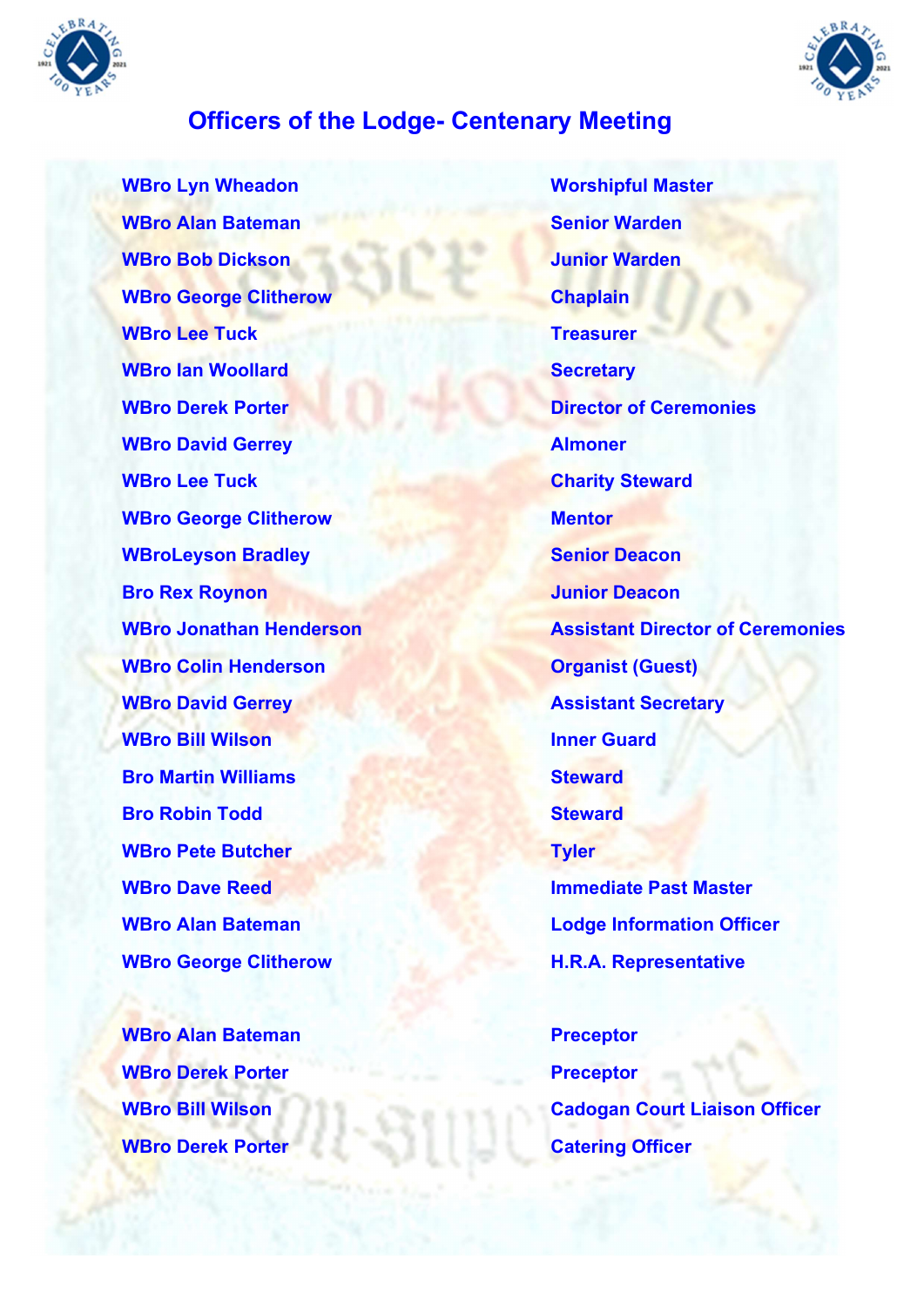# Officers of the Lodge- Centenary Meeting

| | |
|---|---|
| WBro Lyn Wheadon | Worshipful Master |
| WBro Alan Bateman | Senior Warden |
| WBro Bob Dickson | Junior Warden |
| WBro George Clitherow | Chaplain |
| WBro Lee Tuck | Treasurer |
| WBro Ian Woollard | Secretary |
| WBro Derek Porter | Director of Ceremonies |
| WBro David Gerrey | Almoner |
| WBro Lee Tuck | Charity Steward |
| WBro George Clitherow | Mentor |
| WBroLeyson Bradley | Senior Deacon |
| Bro Rex Roynon | Junior Deacon |
| WBro Jonathan Henderson | Assistant Director of Ceremonies |
| WBro Colin Henderson | Organist (Guest) |
| WBro David Gerrey | Assistant Secretary |
| WBro Bill Wilson | Inner Guard |
| Bro Martin Williams | Steward |
| Bro Robin Todd | Steward |
| WBro Pete Butcher | Tyler |
| WBro Dave Reed | Immediate Past Master |
| WBro Alan Bateman | Lodge Information Officer |
| WBro George Clitherow | H.R.A. Representative |

| | |
|---|---|
| WBro Alan Bateman | Preceptor |
| WBro Derek Porter | Preceptor |
| WBro Bill Wilson | Cadogan Court Liaison Officer |
| WBro Derek Porter | Catering Officer |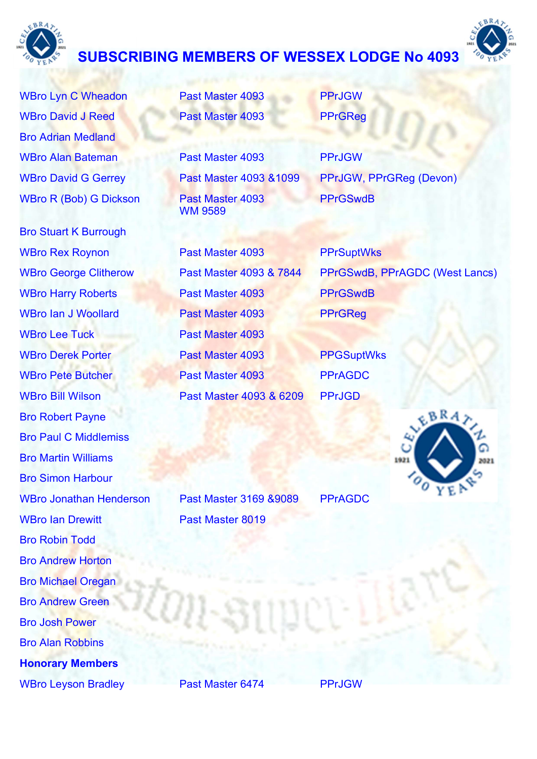# SUBSCRIBING MEMBERS OF WESSEX LODGE No 4093

| | | |
|---|---|---|
| WBro Lyn C Wheadon | Past Master 4093 | PPrJGW |
| WBro David J Reed | Past Master 4093 | PPrGReg |
| Bro Adrian Medland | | |
| WBro Alan Bateman | Past Master 4093 | PPrJGW |
| WBro David G Gerrey | Past Master 4093 &1099 | PPrJGW, PPrGReg (Devon) |
| WBro R (Bob) G Dickson | Past Master 4093 WM 9589 | PPrGSwdB |
| Bro Stuart K Burrough | | |
| WBro Rex Roynon | Past Master 4093 | PPrSuptWks |
| WBro George Clitherow | Past Master 4093 & 7844 | PPrGSwdB, PPrAGDC (West Lancs) |
| WBro Harry Roberts | Past Master 4093 | PPrGSwdB |
| WBro Ian J Woollard | Past Master 4093 | PPrGReg |
| WBro Lee Tuck | Past Master 4093 | |
| WBro Derek Porter | Past Master 4093 | PPGSuptWks |
| WBro Pete Butcher | Past Master 4093 | PPrAGDC |
| WBro Bill Wilson | Past Master 4093 & 6209 | PPrJGD |
| Bro Robert Payne | | |
| Bro Paul C Middlemiss | | |
| Bro Martin Williams | | |
| Bro Simon Harbour | | |
| WBro Jonathan Henderson | Past Master 3169 &9089 | PPrAGDC |
| WBro Ian Drewitt | Past Master 8019 | |
| Bro Robin Todd | | |
| Bro Andrew Horton | | |
| Bro Michael Oregan | | |
| Bro Andrew Green | | |
| Bro Josh Power | | |
| Bro Alan Robbins | | |
| **Honorary Members** | | |
| WBro Leyson Bradley | Past Master 6474 | PPrJGW |